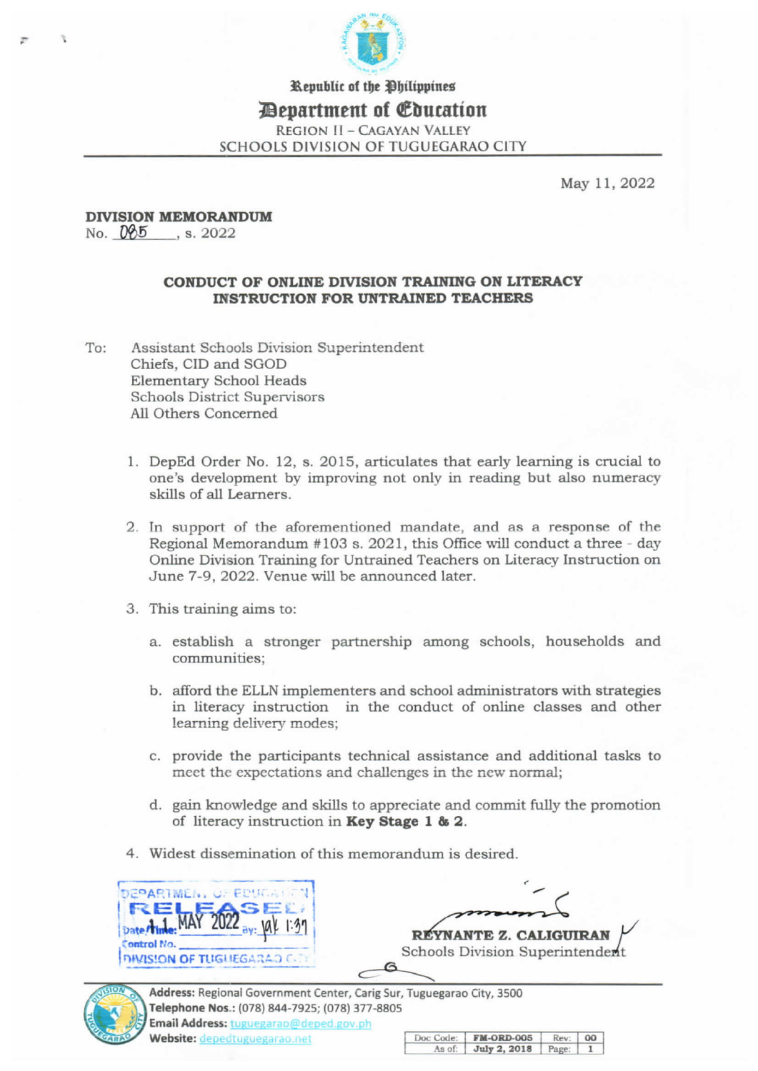Republic of the Philippines
**Department of Education**
REGION II – CAGAYAN VALLEY
SCHOOLS DIVISION OF TUGUEGARAO CITY

May 11, 2022

**DIVISION MEMORANDUM**
No. 085, s. 2022

**CONDUCT OF ONLINE DIVISION TRAINING ON LITERACY INSTRUCTION FOR UNTRAINED TEACHERS**

To: Assistant Schools Division Superintendent
Chiefs, CID and SGOD
Elementary School Heads
Schools District Supervisors
All Others Concerned

1. DepEd Order No. 12, s. 2015, articulates that early learning is crucial to one's development by improving not only in reading but also numeracy skills of all Learners.

2. In support of the aforementioned mandate, and as a response of the Regional Memorandum #103 s. 2021, this Office will conduct a three - day Online Division Training for Untrained Teachers on Literacy Instruction on June 7-9, 2022. Venue will be announced later.

3. This training aims to:

   a. establish a stronger partnership among schools, households and communities;

   b. afford the ELLN implementers and school administrators with strategies in literacy instruction in the conduct of online classes and other learning delivery modes;

   c. provide the participants technical assistance and additional tasks to meet the expectations and challenges in the new normal;

   d. gain knowledge and skills to appreciate and commit fully the promotion of literacy instruction in **Key Stage 1 & 2**.

4. Widest dissemination of this memorandum is desired.

DEPARTMENT OF EDUCATION
RELEASED
Date/Time: 11 MAY 2022 By: [illegible] 1:37
Control No.
DIVISION OF TUGUEGARAO CITY

**REYNANTE Z. CALIGUIRAN**
Schools Division Superintendent

**Address:** Regional Government Center, Carig Sur, Tuguegarao City, 3500
**Telephone Nos.:** (078) 844-7925; (078) 377-8805
**Email Address:** tuguegarao@deped.gov.ph
**Website:** depedtuguegarao.net

| | | | |
|---|---|---|---|
| Doc Code: | **FM-ORD-005** | Rev: | **00** |
| As of: | **July 2, 2018** | Page: | **1** |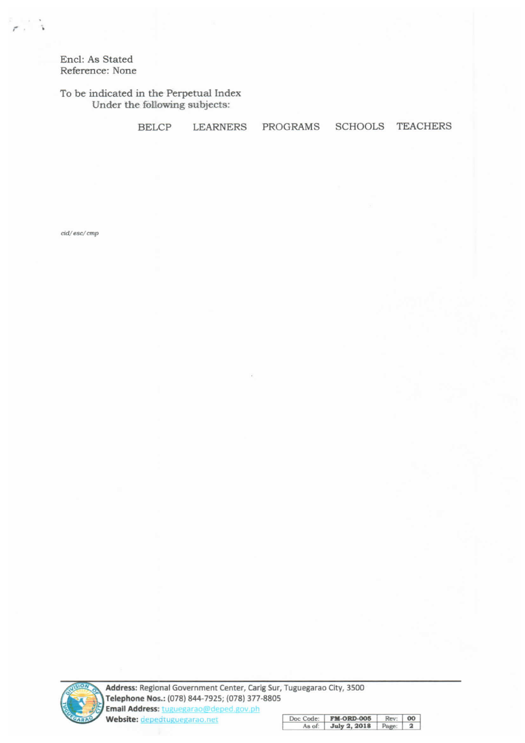Encl: As Stated
Reference: None

To be indicated in the Perpetual Index
Under the following subjects:

BELCP LEARNERS PROGRAMS SCHOOLS TEACHERS

*cid/esc/cmp*

**Address:** Regional Government Center, Carig Sur, Tuguegarao City, 3500
**Telephone Nos.:** (078) 844-7925; (078) 377-8805
**Email Address:** tuguegarao@deped.gov.ph
**Website:** depedtuguegarao.net

| | | | |
|---|---|---|---|
| Doc Code: | **FM-ORD-005** | Rev: | **00** |
| As of: | **July 2, 2018** | Page: | **2** |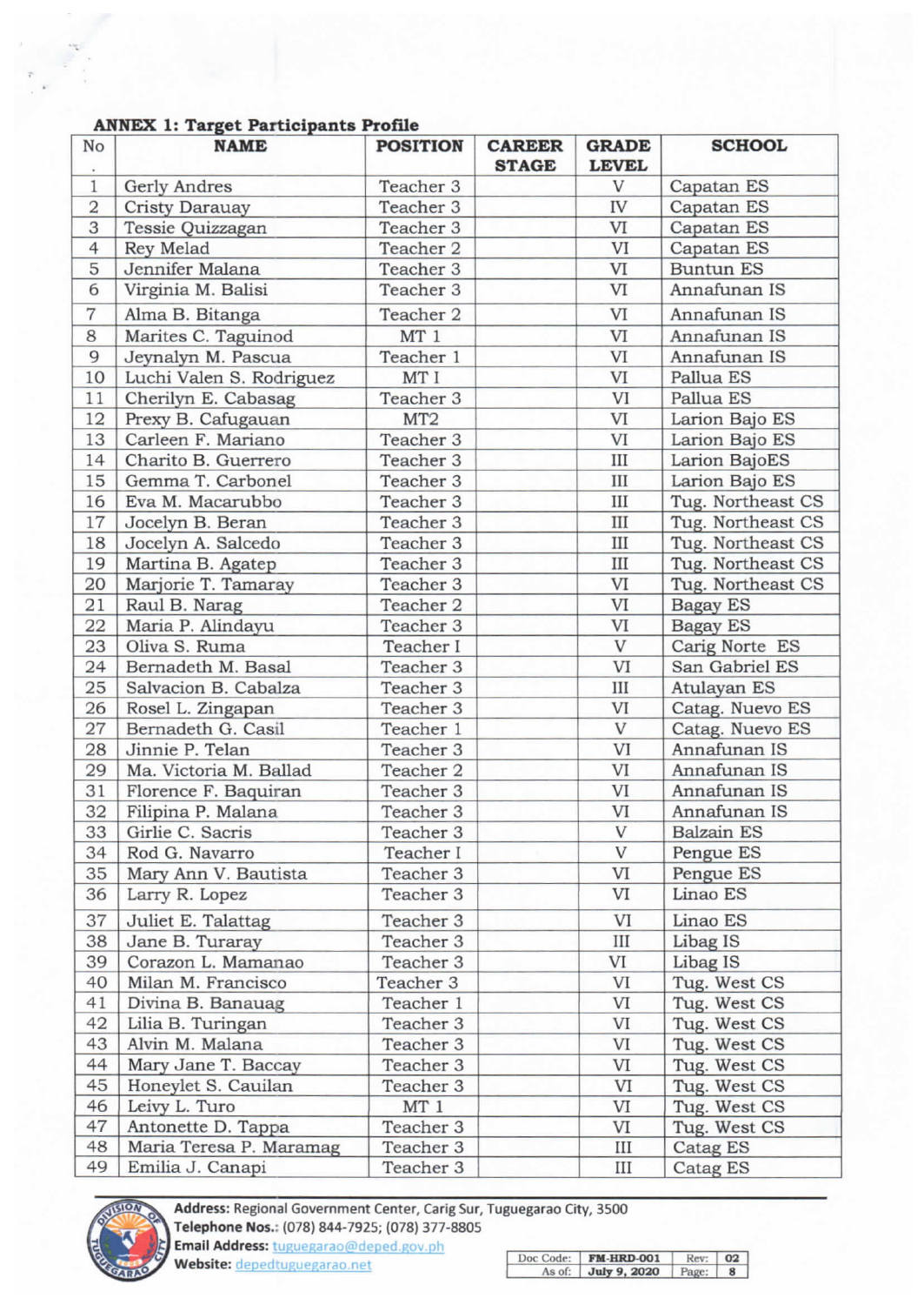**ANNEX 1: Target Participants Profile**

| No . | NAME | POSITION | CAREER STAGE | GRADE LEVEL | SCHOOL |
|---|---|---|---|---|---|
| 1 | Gerly Andres | Teacher 3 | | V | Capatan ES |
| 2 | Cristy Darauay | Teacher 3 | | IV | Capatan ES |
| 3 | Tessie Quizzagan | Teacher 3 | | VI | Capatan ES |
| 4 | Rey Melad | Teacher 2 | | VI | Capatan ES |
| 5 | Jennifer Malana | Teacher 3 | | VI | Buntun ES |
| 6 | Virginia M. Balisi | Teacher 3 | | VI | Annafunan IS |
| 7 | Alma B. Bitanga | Teacher 2 | | VI | Annafunan IS |
| 8 | Marites C. Taguinod | MT 1 | | VI | Annafunan IS |
| 9 | Jeynalyn M. Pascua | Teacher 1 | | VI | Annafunan IS |
| 10 | Luchi Valen S. Rodriguez | MT I | | VI | Pallua ES |
| 11 | Cherilyn E. Cabasag | Teacher 3 | | VI | Pallua ES |
| 12 | Prexy B. Cafugauan | MT2 | | VI | Larion Bajo ES |
| 13 | Carleen F. Mariano | Teacher 3 | | VI | Larion Bajo ES |
| 14 | Charito B. Guerrero | Teacher 3 | | III | Larion BajoES |
| 15 | Gemma T. Carbonel | Teacher 3 | | III | Larion Bajo ES |
| 16 | Eva M. Macarubbo | Teacher 3 | | III | Tug. Northeast CS |
| 17 | Jocelyn B. Beran | Teacher 3 | | III | Tug. Northeast CS |
| 18 | Jocelyn A. Salcedo | Teacher 3 | | III | Tug. Northeast CS |
| 19 | Martina B. Agatep | Teacher 3 | | III | Tug. Northeast CS |
| 20 | Marjorie T. Tamaray | Teacher 3 | | VI | Tug. Northeast CS |
| 21 | Raul B. Narag | Teacher 2 | | VI | Bagay ES |
| 22 | Maria P. Alindayu | Teacher 3 | | VI | Bagay ES |
| 23 | Oliva S. Ruma | Teacher I | | V | Carig Norte ES |
| 24 | Bernadeth M. Basal | Teacher 3 | | VI | San Gabriel ES |
| 25 | Salvacion B. Cabalza | Teacher 3 | | III | Atulayan ES |
| 26 | Rosel L. Zingapan | Teacher 3 | | VI | Catag. Nuevo ES |
| 27 | Bernadeth G. Casil | Teacher 1 | | V | Catag. Nuevo ES |
| 28 | Jinnie P. Telan | Teacher 3 | | VI | Annafunan IS |
| 29 | Ma. Victoria M. Ballad | Teacher 2 | | VI | Annafunan IS |
| 31 | Florence F. Baquiran | Teacher 3 | | VI | Annafunan IS |
| 32 | Filipina P. Malana | Teacher 3 | | VI | Annafunan IS |
| 33 | Girlie C. Sacris | Teacher 3 | | V | Balzain ES |
| 34 | Rod G. Navarro | Teacher I | | V | Pengue ES |
| 35 | Mary Ann V. Bautista | Teacher 3 | | VI | Pengue ES |
| 36 | Larry R. Lopez | Teacher 3 | | VI | Linao ES |
| 37 | Juliet E. Talattag | Teacher 3 | | VI | Linao ES |
| 38 | Jane B. Turaray | Teacher 3 | | III | Libag IS |
| 39 | Corazon L. Mamanao | Teacher 3 | | VI | Libag IS |
| 40 | Milan M. Francisco | Teacher 3 | | VI | Tug. West CS |
| 41 | Divina B. Banauag | Teacher 1 | | VI | Tug. West CS |
| 42 | Lilia B. Turingan | Teacher 3 | | VI | Tug. West CS |
| 43 | Alvin M. Malana | Teacher 3 | | VI | Tug. West CS |
| 44 | Mary Jane T. Baccay | Teacher 3 | | VI | Tug. West CS |
| 45 | Honeylet S. Cauilan | Teacher 3 | | VI | Tug. West CS |
| 46 | Leivy L. Turo | MT 1 | | VI | Tug. West CS |
| 47 | Antonette D. Tappa | Teacher 3 | | VI | Tug. West CS |
| 48 | Maria Teresa P. Maramag | Teacher 3 | | III | Catag ES |
| 49 | Emilia J. Canapi | Teacher 3 | | III | Catag ES |

**Address:** Regional Government Center, Carig Sur, Tuguegarao City, 3500
**Telephone Nos.:** (078) 844-7925; (078) 377-8805
**Email Address:** tuguegarao@deped.gov.ph
**Website:** depedtuguegarao.net

| Doc Code: | FM-HRD-001 | Rev: | 02 |
|---|---|---|---|
| As of: | July 9, 2020 | Page: | 8 |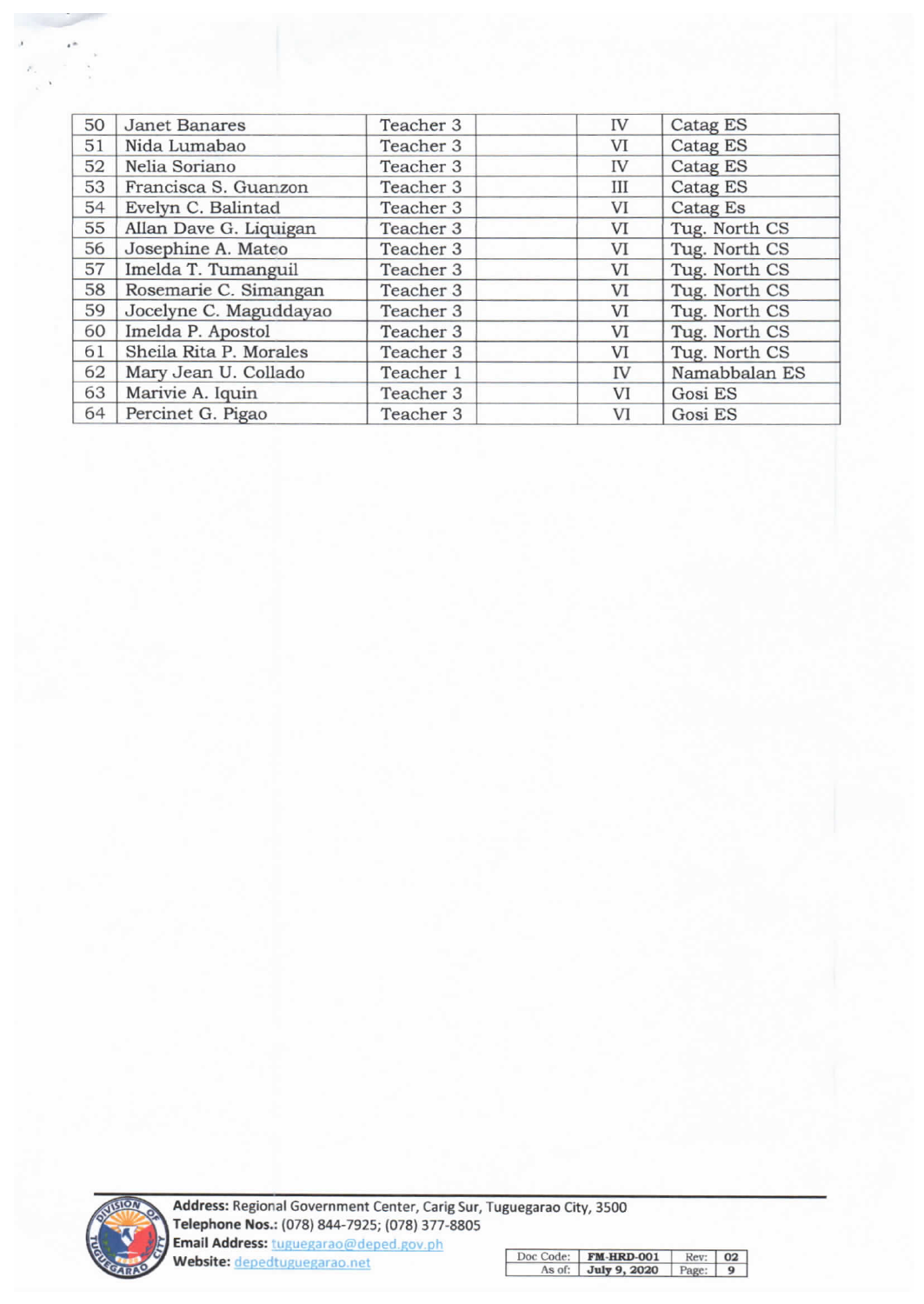| | | | | | |
|---|---|---|---|---|---|
| 50 | Janet Banares | Teacher 3 | | IV | Catag ES |
| 51 | Nida Lumabao | Teacher 3 | | VI | Catag ES |
| 52 | Nelia Soriano | Teacher 3 | | IV | Catag ES |
| 53 | Francisca S. Guanzon | Teacher 3 | | III | Catag ES |
| 54 | Evelyn C. Balintad | Teacher 3 | | VI | Catag Es |
| 55 | Allan Dave G. Liquigan | Teacher 3 | | VI | Tug. North CS |
| 56 | Josephine A. Mateo | Teacher 3 | | VI | Tug. North CS |
| 57 | Imelda T. Tumanguil | Teacher 3 | | VI | Tug. North CS |
| 58 | Rosemarie C. Simangan | Teacher 3 | | VI | Tug. North CS |
| 59 | Jocelyne C. Maguddayao | Teacher 3 | | VI | Tug. North CS |
| 60 | Imelda P. Apostol | Teacher 3 | | VI | Tug. North CS |
| 61 | Sheila Rita P. Morales | Teacher 3 | | VI | Tug. North CS |
| 62 | Mary Jean U. Collado | Teacher 1 | | IV | Namabbalan ES |
| 63 | Marivie A. Iquin | Teacher 3 | | VI | Gosi ES |
| 64 | Percinet G. Pigao | Teacher 3 | | VI | Gosi ES |

**Address:** Regional Government Center, Carig Sur, Tuguegarao City, 3500
**Telephone Nos.:** (078) 844-7925; (078) 377-8805
**Email Address:** tuguegarao@deped.gov.ph
**Website:** depedtuguegarao.net

| | | | |
|---|---|---|---|
| Doc Code: | FM-HRD-001 | Rev: | 02 |
| As of: | July 9, 2020 | Page: | 9 |